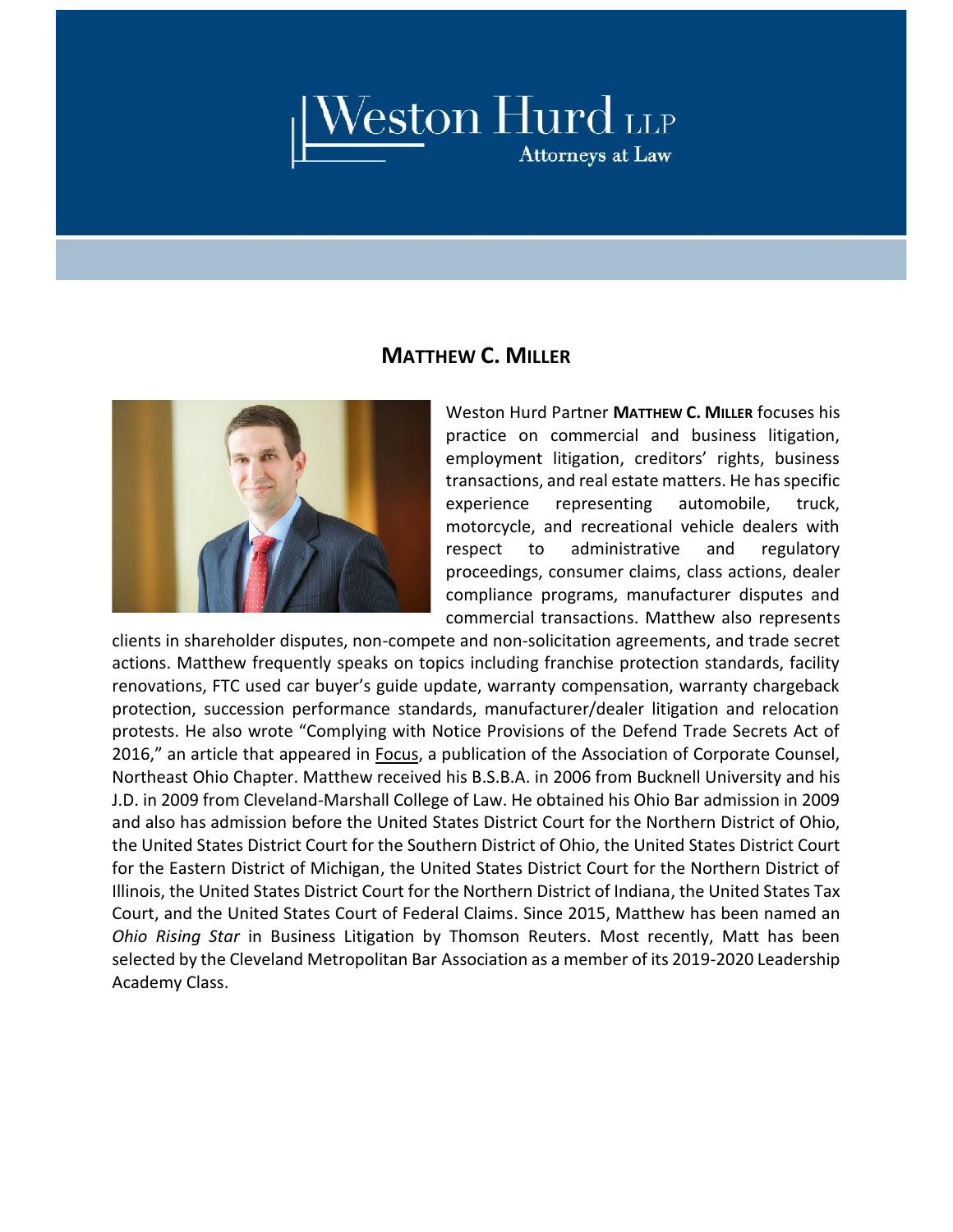# Weston Hurd LLP

Attorneys at Law

## MATTHEW C. MILLER

Weston Hurd Partner **MATTHEW C. MILLER** focuses his practice on commercial and business litigation, employment litigation, creditors' rights, business transactions, and real estate matters. He has specific experience representing automobile, truck, motorcycle, and recreational vehicle dealers with respect to administrative and regulatory proceedings, consumer claims, class actions, dealer compliance programs, manufacturer disputes and commercial transactions. Matthew also represents clients in shareholder disputes, non-compete and non-solicitation agreements, and trade secret actions. Matthew frequently speaks on topics including franchise protection standards, facility renovations, FTC used car buyer's guide update, warranty compensation, warranty chargeback protection, succession performance standards, manufacturer/dealer litigation and relocation protests. He also wrote "Complying with Notice Provisions of the Defend Trade Secrets Act of 2016," an article that appeared in Focus, a publication of the Association of Corporate Counsel, Northeast Ohio Chapter. Matthew received his B.S.B.A. in 2006 from Bucknell University and his J.D. in 2009 from Cleveland-Marshall College of Law. He obtained his Ohio Bar admission in 2009 and also has admission before the United States District Court for the Northern District of Ohio, the United States District Court for the Southern District of Ohio, the United States District Court for the Eastern District of Michigan, the United States District Court for the Northern District of Illinois, the United States District Court for the Northern District of Indiana, the United States Tax Court, and the United States Court of Federal Claims. Since 2015, Matthew has been named an *Ohio Rising Star* in Business Litigation by Thomson Reuters. Most recently, Matt has been selected by the Cleveland Metropolitan Bar Association as a member of its 2019-2020 Leadership Academy Class.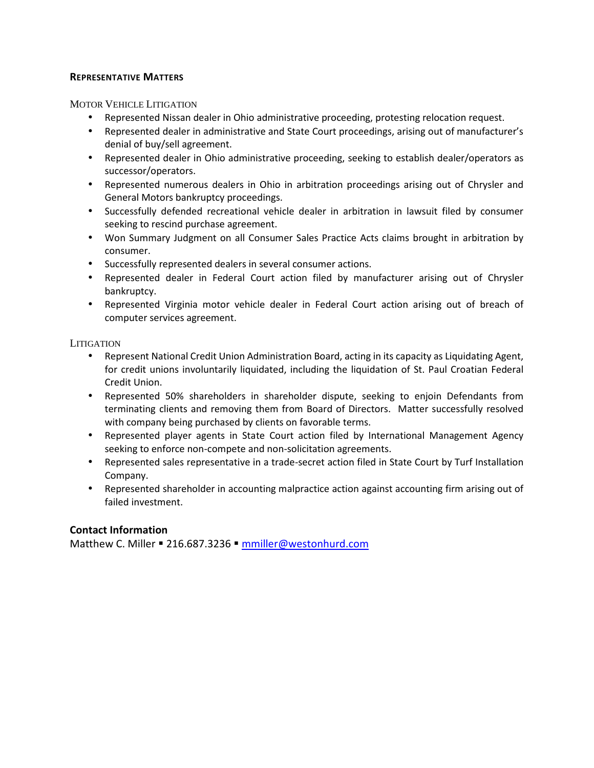## Representative Matters

### Motor Vehicle Litigation

- Represented Nissan dealer in Ohio administrative proceeding, protesting relocation request.
- Represented dealer in administrative and State Court proceedings, arising out of manufacturer's denial of buy/sell agreement.
- Represented dealer in Ohio administrative proceeding, seeking to establish dealer/operators as successor/operators.
- Represented numerous dealers in Ohio in arbitration proceedings arising out of Chrysler and General Motors bankruptcy proceedings.
- Successfully defended recreational vehicle dealer in arbitration in lawsuit filed by consumer seeking to rescind purchase agreement.
- Won Summary Judgment on all Consumer Sales Practice Acts claims brought in arbitration by consumer.
- Successfully represented dealers in several consumer actions.
- Represented dealer in Federal Court action filed by manufacturer arising out of Chrysler bankruptcy.
- Represented Virginia motor vehicle dealer in Federal Court action arising out of breach of computer services agreement.

### Litigation

- Represent National Credit Union Administration Board, acting in its capacity as Liquidating Agent, for credit unions involuntarily liquidated, including the liquidation of St. Paul Croatian Federal Credit Union.
- Represented 50% shareholders in shareholder dispute, seeking to enjoin Defendants from terminating clients and removing them from Board of Directors. Matter successfully resolved with company being purchased by clients on favorable terms.
- Represented player agents in State Court action filed by International Management Agency seeking to enforce non-compete and non-solicitation agreements.
- Represented sales representative in a trade-secret action filed in State Court by Turf Installation Company.
- Represented shareholder in accounting malpractice action against accounting firm arising out of failed investment.

## Contact Information

Matthew C. Miller ▪ 216.687.3236 ▪ mmiller@westonhurd.com